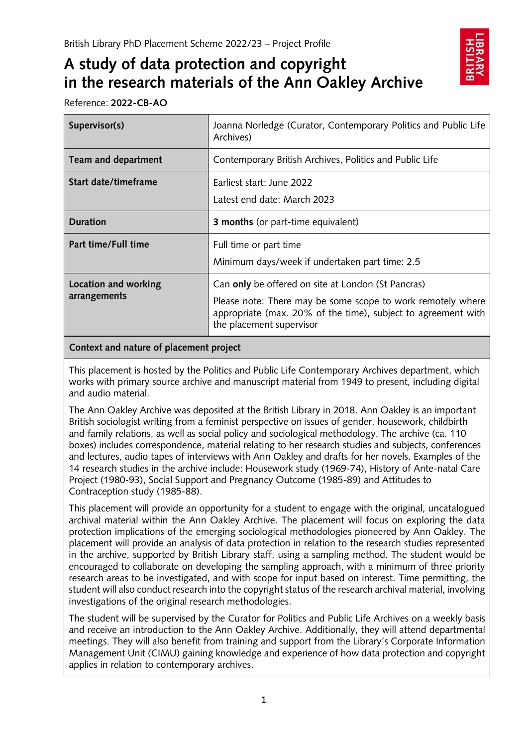British Library PhD Placement Scheme 2022/23 – Project Profile

# A study of data protection and copyright in the research materials of the Ann Oakley Archive

Reference: **2022-CB-AO**

| | |
|---|---|
| **Supervisor(s)** | Joanna Norledge (Curator, Contemporary Politics and Public Life Archives) |
| **Team and department** | Contemporary British Archives, Politics and Public Life |
| **Start date/timeframe** | Earliest start: June 2022<br>Latest end date: March 2023 |
| **Duration** | **3 months** (or part-time equivalent) |
| **Part time/Full time** | Full time or part time<br>Minimum days/week if undertaken part time: 2.5 |
| **Location and working arrangements** | Can **only** be offered on site at London (St Pancras)<br>Please note: There may be some scope to work remotely where appropriate (max. 20% of the time), subject to agreement with the placement supervisor |

## Context and nature of placement project

This placement is hosted by the Politics and Public Life Contemporary Archives department, which works with primary source archive and manuscript material from 1949 to present, including digital and audio material.

The Ann Oakley Archive was deposited at the British Library in 2018. Ann Oakley is an important British sociologist writing from a feminist perspective on issues of gender, housework, childbirth and family relations, as well as social policy and sociological methodology. The archive (ca. 110 boxes) includes correspondence, material relating to her research studies and subjects, conferences and lectures, audio tapes of interviews with Ann Oakley and drafts for her novels. Examples of the 14 research studies in the archive include: Housework study (1969-74), History of Ante-natal Care Project (1980-93), Social Support and Pregnancy Outcome (1985-89) and Attitudes to Contraception study (1985-88).

This placement will provide an opportunity for a student to engage with the original, uncatalogued archival material within the Ann Oakley Archive. The placement will focus on exploring the data protection implications of the emerging sociological methodologies pioneered by Ann Oakley. The placement will provide an analysis of data protection in relation to the research studies represented in the archive, supported by British Library staff, using a sampling method. The student would be encouraged to collaborate on developing the sampling approach, with a minimum of three priority research areas to be investigated, and with scope for input based on interest. Time permitting, the student will also conduct research into the copyright status of the research archival material, involving investigations of the original research methodologies.

The student will be supervised by the Curator for Politics and Public Life Archives on a weekly basis and receive an introduction to the Ann Oakley Archive. Additionally, they will attend departmental meetings. They will also benefit from training and support from the Library's Corporate Information Management Unit (CIMU) gaining knowledge and experience of how data protection and copyright applies in relation to contemporary archives.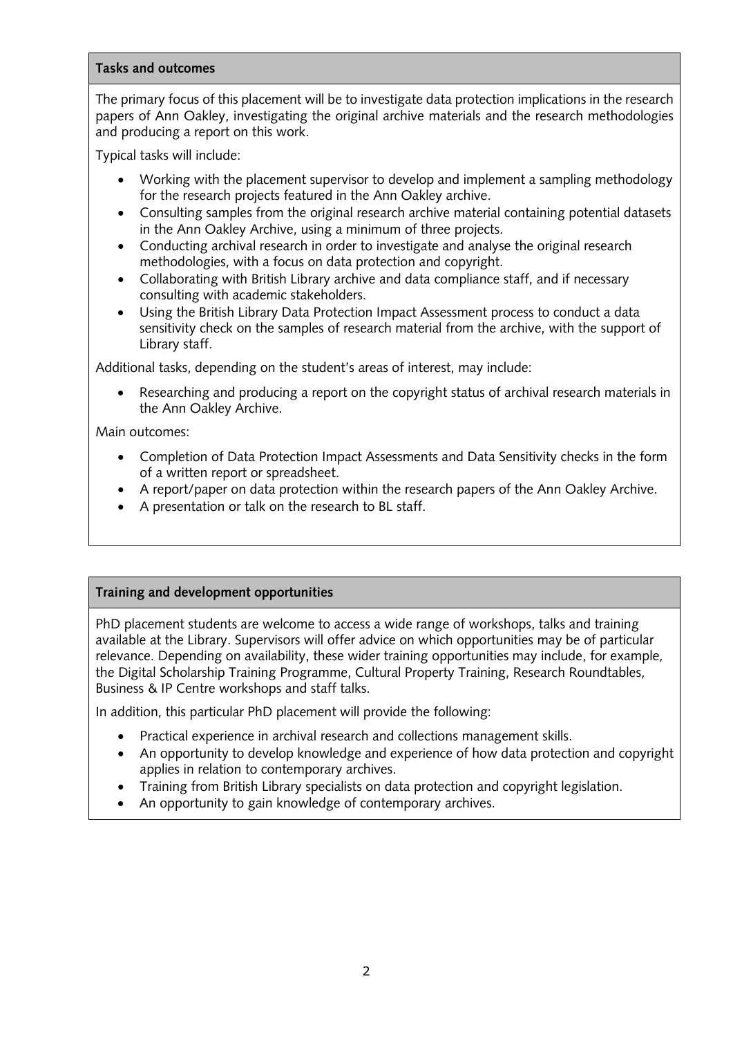### Tasks and outcomes

The primary focus of this placement will be to investigate data protection implications in the research papers of Ann Oakley, investigating the original archive materials and the research methodologies and producing a report on this work.

Typical tasks will include:

- Working with the placement supervisor to develop and implement a sampling methodology for the research projects featured in the Ann Oakley archive.
- Consulting samples from the original research archive material containing potential datasets in the Ann Oakley Archive, using a minimum of three projects.
- Conducting archival research in order to investigate and analyse the original research methodologies, with a focus on data protection and copyright.
- Collaborating with British Library archive and data compliance staff, and if necessary consulting with academic stakeholders.
- Using the British Library Data Protection Impact Assessment process to conduct a data sensitivity check on the samples of research material from the archive, with the support of Library staff.

Additional tasks, depending on the student's areas of interest, may include:

- Researching and producing a report on the copyright status of archival research materials in the Ann Oakley Archive.

Main outcomes:

- Completion of Data Protection Impact Assessments and Data Sensitivity checks in the form of a written report or spreadsheet.
- A report/paper on data protection within the research papers of the Ann Oakley Archive.
- A presentation or talk on the research to BL staff.

### Training and development opportunities

PhD placement students are welcome to access a wide range of workshops, talks and training available at the Library. Supervisors will offer advice on which opportunities may be of particular relevance. Depending on availability, these wider training opportunities may include, for example, the Digital Scholarship Training Programme, Cultural Property Training, Research Roundtables, Business & IP Centre workshops and staff talks.

In addition, this particular PhD placement will provide the following:

- Practical experience in archival research and collections management skills.
- An opportunity to develop knowledge and experience of how data protection and copyright applies in relation to contemporary archives.
- Training from British Library specialists on data protection and copyright legislation.
- An opportunity to gain knowledge of contemporary archives.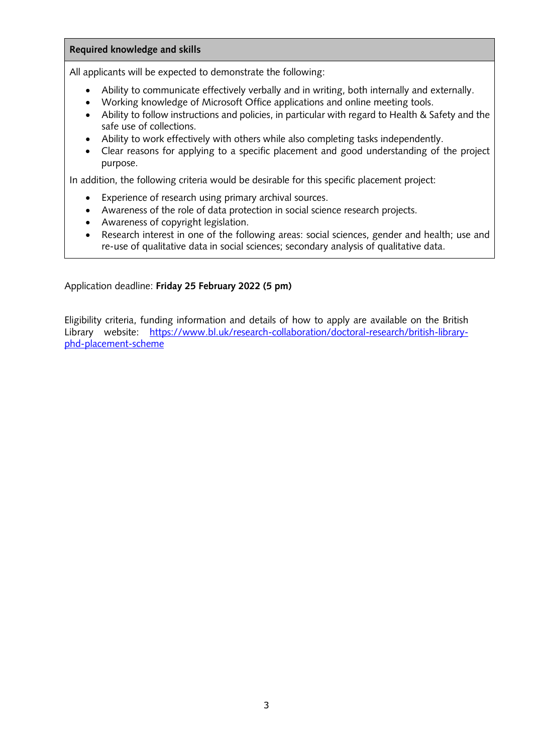**Required knowledge and skills**

All applicants will be expected to demonstrate the following:

- Ability to communicate effectively verbally and in writing, both internally and externally.
- Working knowledge of Microsoft Office applications and online meeting tools.
- Ability to follow instructions and policies, in particular with regard to Health & Safety and the safe use of collections.
- Ability to work effectively with others while also completing tasks independently.
- Clear reasons for applying to a specific placement and good understanding of the project purpose.

In addition, the following criteria would be desirable for this specific placement project:

- Experience of research using primary archival sources.
- Awareness of the role of data protection in social science research projects.
- Awareness of copyright legislation.
- Research interest in one of the following areas: social sciences, gender and health; use and re-use of qualitative data in social sciences; secondary analysis of qualitative data.

Application deadline: **Friday 25 February 2022 (5 pm)**

Eligibility criteria, funding information and details of how to apply are available on the British Library website: [https://www.bl.uk/research-collaboration/doctoral-research/british-library-phd-placement-scheme](https://www.bl.uk/research-collaboration/doctoral-research/british-library-phd-placement-scheme)